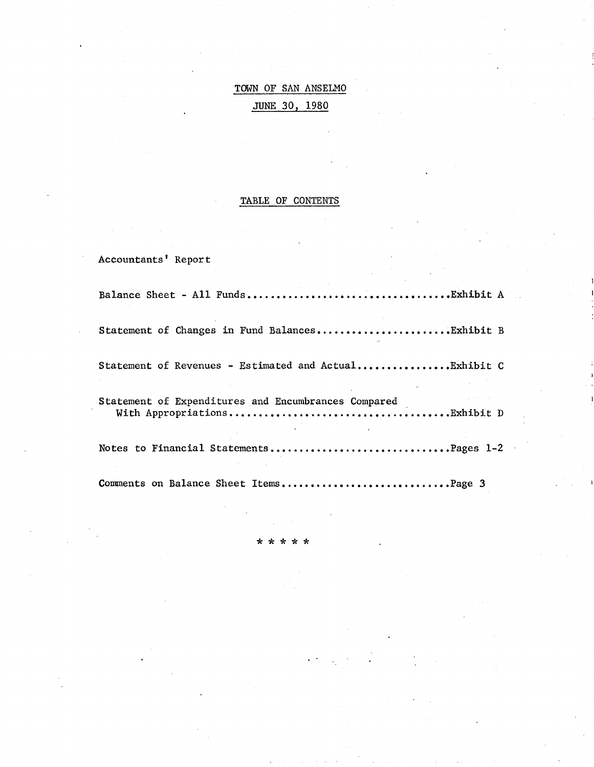# TOWN OF SAN ANSELMO

## JUNE 30, 1980

### TABLE OF CONTENTS

Accountants' Report

Balance Sheet - All Funds.................................Exhibit A

Statement of Changes in Fund Balances......................Exhibit B

Statement of Revenues - Estimated and Actual...............Exhibit C

Statement of Expenditures and Encumbrances Compared With Appropriations....................................Exhibit D

Notes to Financial Statements..............................Pages 1-2

Comments on Balance Sheet Items............................Page 3

* * * * *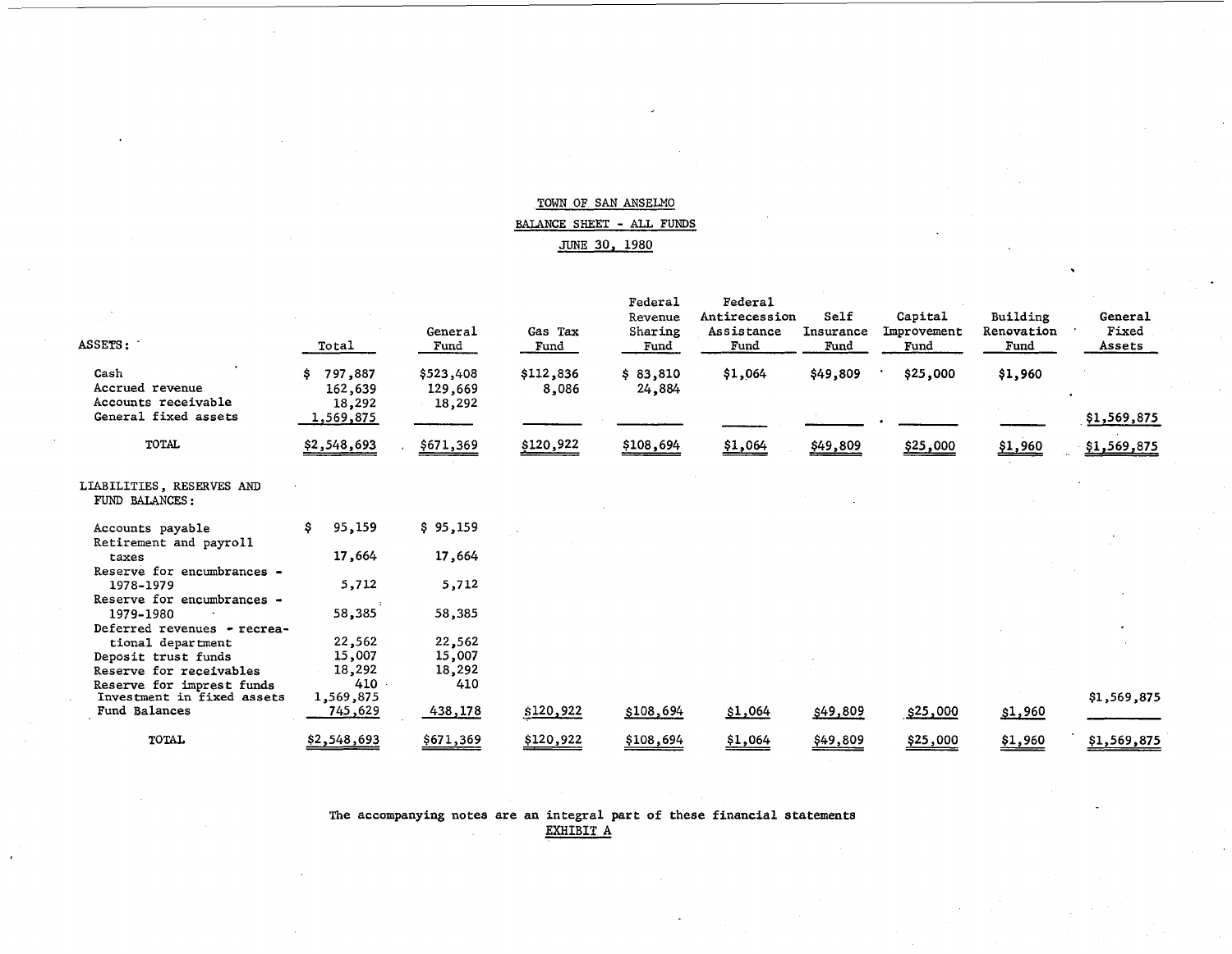# TOWN OF SAN ANSELMO

## BALANCE SHEET - ALL FUNDS

## JUNE 30, 1980

| | Total | General Fund | Gas Tax Fund | Federal Revenue Sharing Fund | Federal Antirecession Assistance Fund | Self Insurance Fund | Capital Improvement Fund | Building Renovation Fund | General Fixed Assets |
|---|---|---|---|---|---|---|---|---|---|
| **ASSETS:** | | | | | | | | | |
| Cash | $ 797,887 | $523,408 | $112,836 | $ 83,810 | $1,064 | $49,809 | $25,000 | $1,960 | |
| Accrued revenue | 162,639 | 129,669 | 8,086 | 24,884 | | | | | |
| Accounts receivable | 18,292 | 18,292 | | | | | | | |
| General fixed assets | 1,569,875 | | | | | | | | $1,569,875 |
| TOTAL | $2,548,693 | $671,369 | $120,922 | $108,694 | $1,064 | $49,809 | $25,000 | $1,960 | $1,569,875 |
| **LIABILITIES, RESERVES AND FUND BALANCES:** | | | | | | | | | |
| Accounts payable | $ 95,159 | $ 95,159 | | | | | | | |
| Retirement and payroll taxes | 17,664 | 17,664 | | | | | | | |
| Reserve for encumbrances - 1978-1979 | 5,712 | 5,712 | | | | | | | |
| Reserve for encumbrances - 1979-1980 | 58,385 | 58,385 | | | | | | | |
| Deferred revenues - recreational department | 22,562 | 22,562 | | | | | | | |
| Deposit trust funds | 15,007 | 15,007 | | | | | | | |
| Reserve for receivables | 18,292 | 18,292 | | | | | | | |
| Reserve for imprest funds | 410 | 410 | | | | | | | |
| Investment in fixed assets | 1,569,875 | | | | | | | | $1,569,875 |
| Fund Balances | 745,629 | 438,178 | $120,922 | $108,694 | $1,064 | $49,809 | $25,000 | $1,960 | |
| TOTAL | $2,548,693 | $671,369 | $120,922 | $108,694 | $1,064 | $49,809 | $25,000 | $1,960 | $1,569,875 |

The accompanying notes are an integral part of these financial statements

EXHIBIT A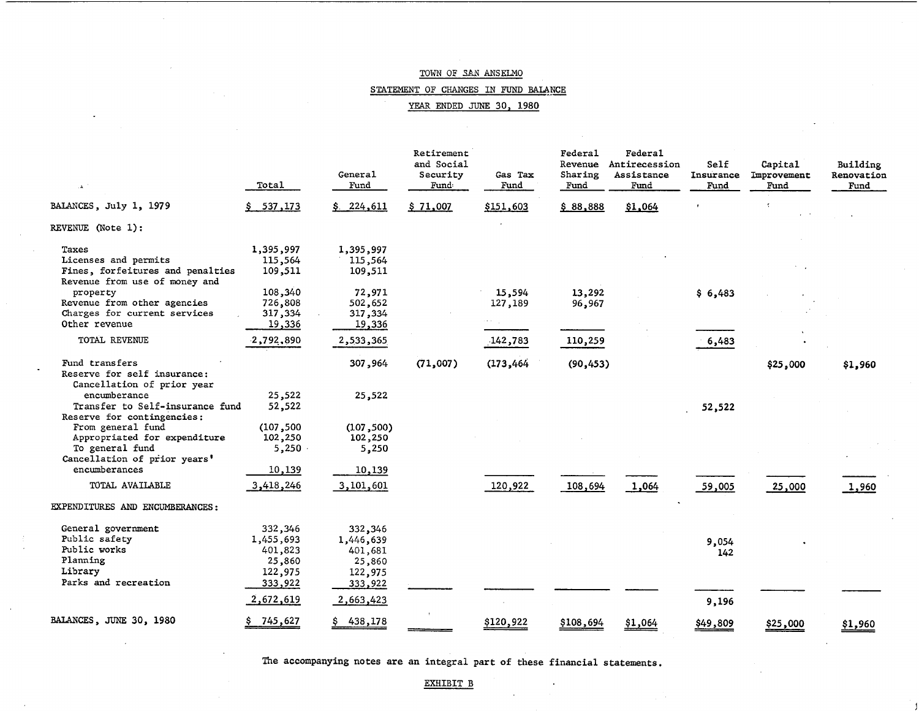TOWN OF SAN ANSELMO

STATEMENT OF CHANGES IN FUND BALANCE

YEAR ENDED JUNE 30, 1980

| | Total | General Fund | Retirement and Social Security Fund | Gas Tax Fund | Federal Revenue Sharing Fund | Federal Antirecession Assistance Fund | Self Insurance Fund | Capital Improvement Fund | Building Renovation Fund |
|---|---|---|---|---|---|---|---|---|---|
| BALANCES, July 1, 1979 | $ 537,173 | $ 224,611 | $ 71,007 | $151,603 | $ 88,888 | $1,064 | | | |
| REVENUE (Note 1): | | | | | | | | | |
| Taxes | 1,395,997 | 1,395,997 | | | | | | | |
| Licenses and permits | 115,564 | 115,564 | | | | | | | |
| Fines, forfeitures and penalties | 109,511 | 109,511 | | | | | | | |
| Revenue from use of money and property | 108,340 | 72,971 | | 15,594 | 13,292 | | $ 6,483 | | |
| Revenue from other agencies | 726,808 | 502,652 | | 127,189 | 96,967 | | | | |
| Charges for current services | 317,334 | 317,334 | | | | | | | |
| Other revenue | 19,336 | 19,336 | | | | | | | |
| TOTAL REVENUE | 2,792,890 | 2,533,365 | | 142,783 | 110,259 | | 6,483 | | |
| Fund transfers | | 307,964 | (71,007) | (173,464 | (90,453) | | | $25,000 | $1,960 |
| Reserve for self insurance: | | | | | | | | | |
| Cancellation of prior year encumberance | 25,522 | 25,522 | | | | | | | |
| Transfer to Self-insurance fund | 52,522 | | | | | | 52,522 | | |
| Reserve for contingencies: | | | | | | | | | |
| From general fund | (107,500 | (107,500) | | | | | | | |
| Appropriated for expenditure | 102,250 | 102,250 | | | | | | | |
| To general fund | 5,250 | 5,250 | | | | | | | |
| Cancellation of prior years' encumberances | 10,139 | 10,139 | | | | | | | |
| TOTAL AVAILABLE | 3,418,246 | 3,101,601 | | 120,922 | 108,694 | 1,064 | 59,005 | 25,000 | 1,960 |
| EXPENDITURES AND ENCUMBERANCES: | | | | | | | | | |
| General government | 332,346 | 332,346 | | | | | | | |
| Public safety | 1,455,693 | 1,446,639 | | | | | 9,054 | | |
| Public works | 401,823 | 401,681 | | | | | 142 | | |
| Planning | 25,860 | 25,860 | | | | | | | |
| Library | 122,975 | 122,975 | | | | | | | |
| Parks and recreation | 333,922 | 333,922 | | | | | | | |
| | 2,672,619 | 2,663,423 | | | | | 9,196 | | |
| BALANCES, JUNE 30, 1980 | $ 745,627 | $ 438,178 | | $120,922 | $108,694 | $1,064 | $49,809 | $25,000 | $1,960 |

The accompanying notes are an integral part of these financial statements.

EXHIBIT B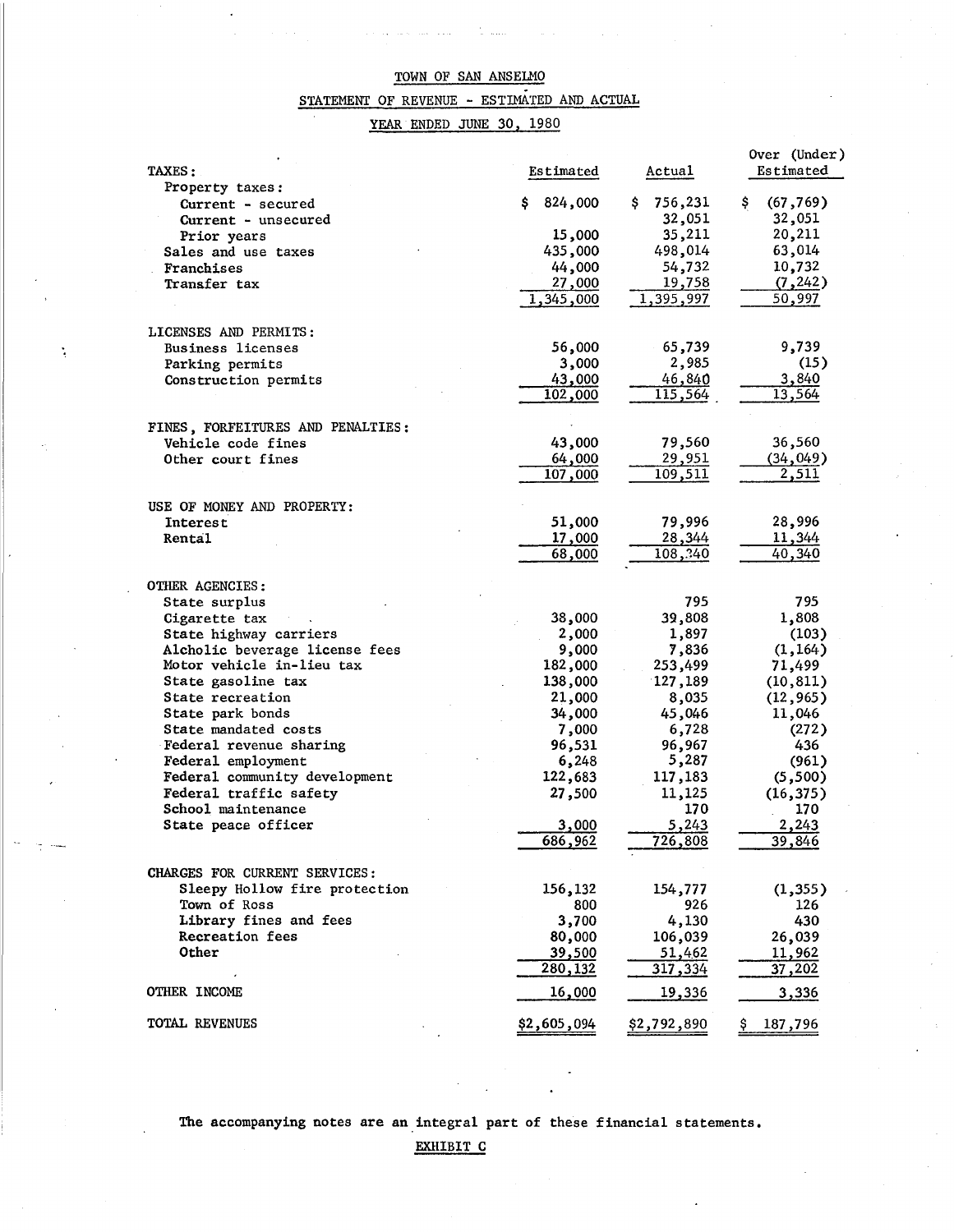# TOWN OF SAN ANSELMO

## STATEMENT OF REVENUE - ESTIMATED AND ACTUAL

## YEAR ENDED JUNE 30, 1980

| | Estimated | Actual | Over (Under) Estimated |
|---|---|---|---|
| **TAXES:** | | | |
| Property taxes: | | | |
| Current - secured | $ 824,000 | $ 756,231 | $ (67,769) |
| Current - unsecured | | 32,051 | 32,051 |
| Prior years | 15,000 | 35,211 | 20,211 |
| Sales and use taxes | 435,000 | 498,014 | 63,014 |
| Franchises | 44,000 | 54,732 | 10,732 |
| Transfer tax | 27,000 | 19,758 | (7,242) |
| | 1,345,000 | 1,395,997 | 50,997 |
| **LICENSES AND PERMITS:** | | | |
| Business licenses | 56,000 | 65,739 | 9,739 |
| Parking permits | 3,000 | 2,985 | (15) |
| Construction permits | 43,000 | 46,840 | 3,840 |
| | 102,000 | 115,564 | 13,564 |
| **FINES, FORFEITURES AND PENALTIES:** | | | |
| Vehicle code fines | 43,000 | 79,560 | 36,560 |
| Other court fines | 64,000 | 29,951 | (34,049) |
| | 107,000 | 109,511 | 2,511 |
| **USE OF MONEY AND PROPERTY:** | | | |
| Interest | 51,000 | 79,996 | 28,996 |
| Rental | 17,000 | 28,344 | 11,344 |
| | 68,000 | 108,340 | 40,340 |
| **OTHER AGENCIES:** | | | |
| State surplus | | 795 | 795 |
| Cigarette tax | 38,000 | 39,808 | 1,808 |
| State highway carriers | 2,000 | 1,897 | (103) |
| Alcholic beverage license fees | 9,000 | 7,836 | (1,164) |
| Motor vehicle in-lieu tax | 182,000 | 253,499 | 71,499 |
| State gasoline tax | 138,000 | 127,189 | (10,811) |
| State recreation | 21,000 | 8,035 | (12,965) |
| State park bonds | 34,000 | 45,046 | 11,046 |
| State mandated costs | 7,000 | 6,728 | (272) |
| Federal revenue sharing | 96,531 | 96,967 | 436 |
| Federal employment | 6,248 | 5,287 | (961) |
| Federal community development | 122,683 | 117,183 | (5,500) |
| Federal traffic safety | 27,500 | 11,125 | (16,375) |
| School maintenance | | 170 | 170 |
| State peace officer | 3,000 | 5,243 | 2,243 |
| | 686,962 | 726,808 | 39,846 |
| **CHARGES FOR CURRENT SERVICES:** | | | |
| Sleepy Hollow fire protection | 156,132 | 154,777 | (1,355) |
| Town of Ross | 800 | 926 | 126 |
| Library fines and fees | 3,700 | 4,130 | 430 |
| Recreation fees | 80,000 | 106,039 | 26,039 |
| Other | 39,500 | 51,462 | 11,962 |
| | 280,132 | 317,334 | 37,202 |
| **OTHER INCOME** | 16,000 | 19,336 | 3,336 |
| **TOTAL REVENUES** | $2,605,094 | $2,792,890 | $ 187,796 |

The accompanying notes are an integral part of these financial statements.

EXHIBIT C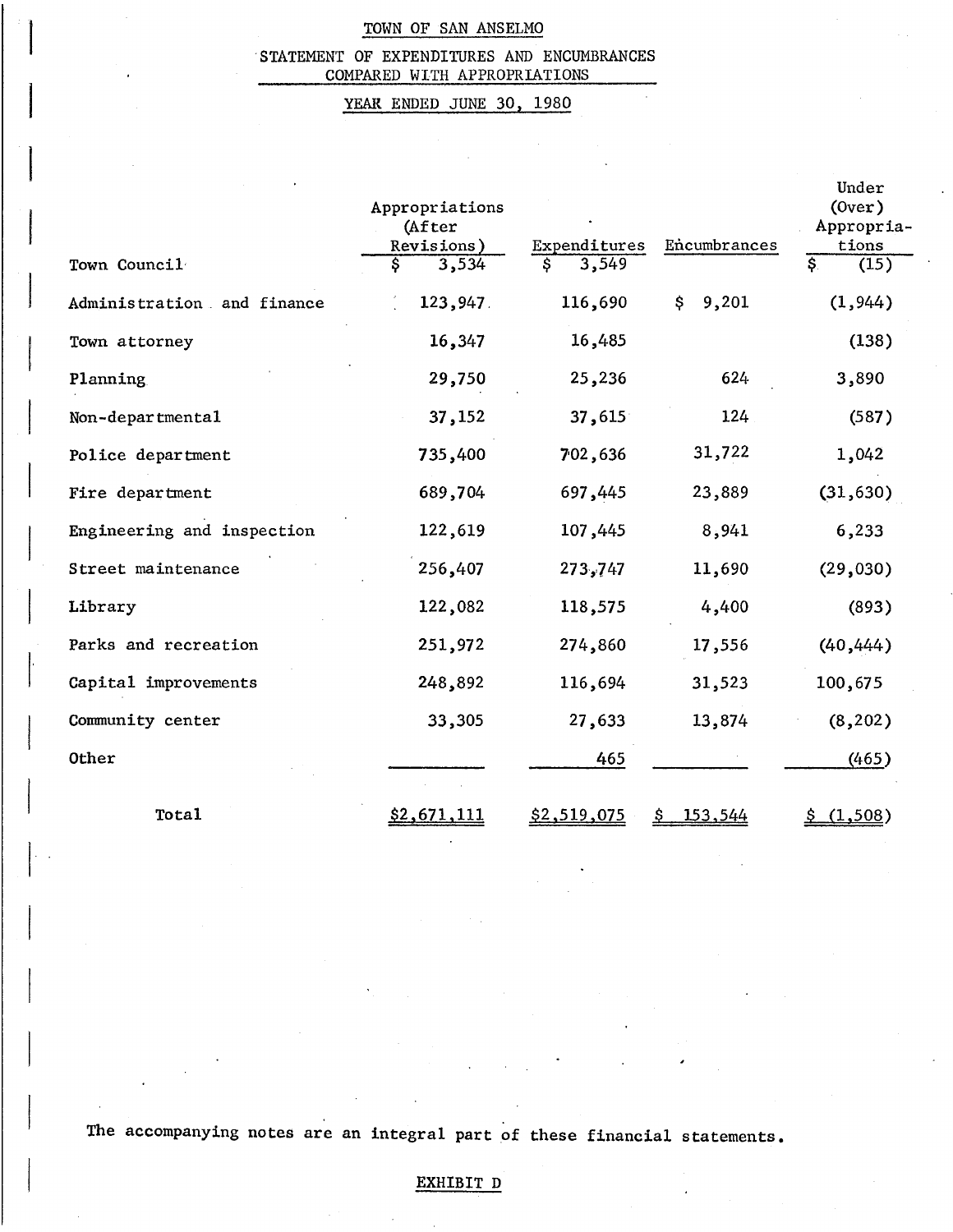# TOWN OF SAN ANSELMO

## STATEMENT OF EXPENDITURES AND ENCUMBRANCES COMPARED WITH APPROPRIATIONS

### YEAR ENDED JUNE 30, 1980

| | Appropriations (After Revisions) | Expenditures | Encumbrances | Under (Over) Appropriations |
|---|---|---|---|---|
| Town Council | $ 3,534 | $ 3,549 | | $ (15) |
| Administration and finance | 123,947 | 116,690 | $ 9,201 | (1,944) |
| Town attorney | 16,347 | 16,485 | | (138) |
| Planning | 29,750 | 25,236 | 624 | 3,890 |
| Non-departmental | 37,152 | 37,615 | 124 | (587) |
| Police department | 735,400 | 702,636 | 31,722 | 1,042 |
| Fire department | 689,704 | 697,445 | 23,889 | (31,630) |
| Engineering and inspection | 122,619 | 107,445 | 8,941 | 6,233 |
| Street maintenance | 256,407 | 273,747 | 11,690 | (29,030) |
| Library | 122,082 | 118,575 | 4,400 | (893) |
| Parks and recreation | 251,972 | 274,860 | 17,556 | (40,444) |
| Capital improvements | 248,892 | 116,694 | 31,523 | 100,675 |
| Community center | 33,305 | 27,633 | 13,874 | (8,202) |
| Other | | 465 | | (465) |
| Total | $2,671,111 | $2,519,075 | $ 153,544 | $ (1,508) |

The accompanying notes are an integral part of these financial statements.

EXHIBIT D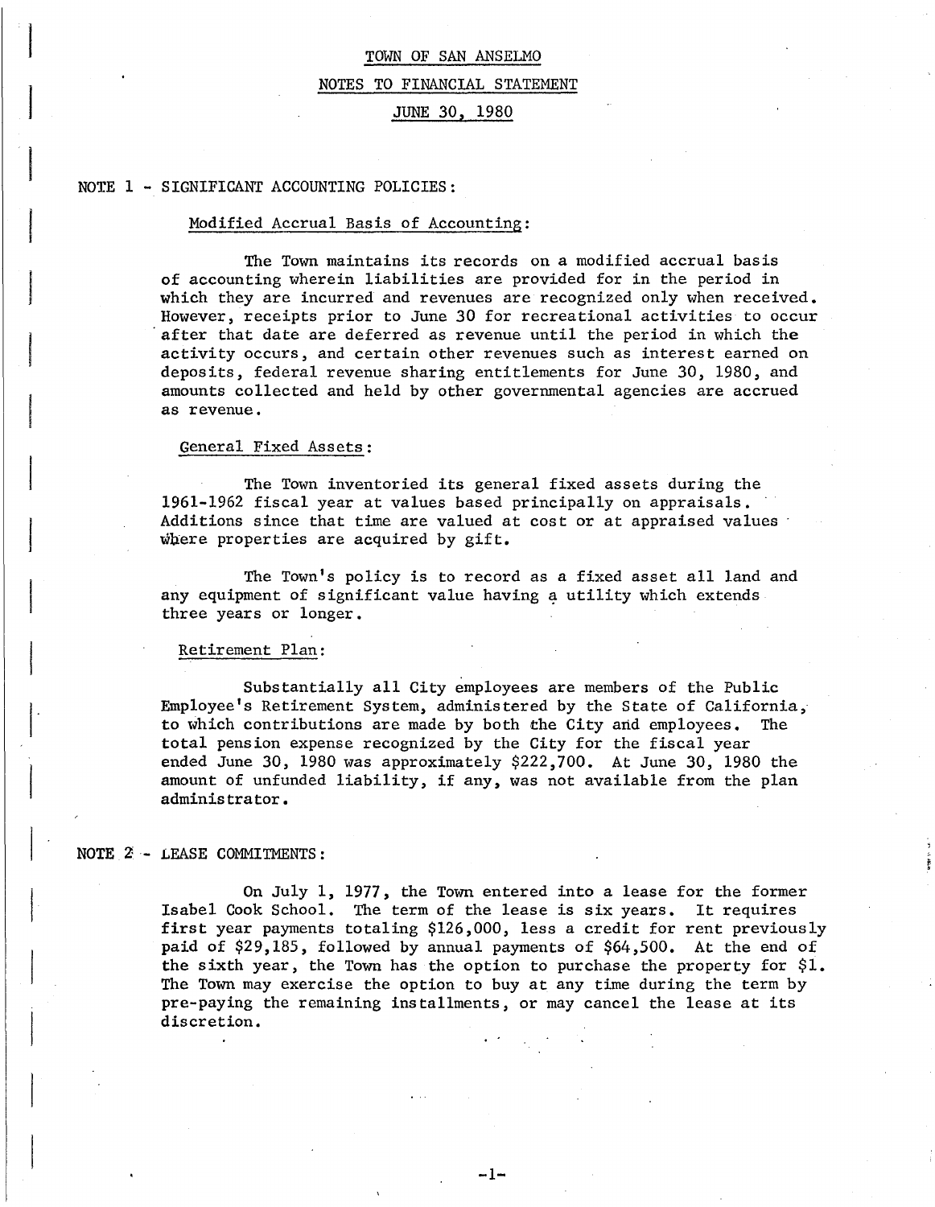# TOWN OF SAN ANSELMO

## NOTES TO FINANCIAL STATEMENT

## JUNE 30, 1980

### NOTE 1 - SIGNIFICANT ACCOUNTING POLICIES:

#### Modified Accrual Basis of Accounting:

The Town maintains its records on a modified accrual basis of accounting wherein liabilities are provided for in the period in which they are incurred and revenues are recognized only when received. However, receipts prior to June 30 for recreational activities to occur after that date are deferred as revenue until the period in which the activity occurs, and certain other revenues such as interest earned on deposits, federal revenue sharing entitlements for June 30, 1980, and amounts collected and held by other governmental agencies are accrued as revenue.

#### General Fixed Assets:

The Town inventoried its general fixed assets during the 1961-1962 fiscal year at values based principally on appraisals. Additions since that time are valued at cost or at appraised values where properties are acquired by gift.

The Town's policy is to record as a fixed asset all land and any equipment of significant value having a utility which extends three years or longer.

#### Retirement Plan:

Substantially all City employees are members of the Public Employee's Retirement System, administered by the State of California, to which contributions are made by both the City and employees. The total pension expense recognized by the City for the fiscal year ended June 30, 1980 was approximately $222,700. At June 30, 1980 the amount of unfunded liability, if any, was not available from the plan administrator.

### NOTE 2 - LEASE COMMITMENTS:

On July 1, 1977, the Town entered into a lease for the former Isabel Cook School. The term of the lease is six years. It requires first year payments totaling $126,000, less a credit for rent previously paid of $29,185, followed by annual payments of $64,500. At the end of the sixth year, the Town has the option to purchase the property for $1. The Town may exercise the option to buy at any time during the term by pre-paying the remaining installments, or may cancel the lease at its discretion.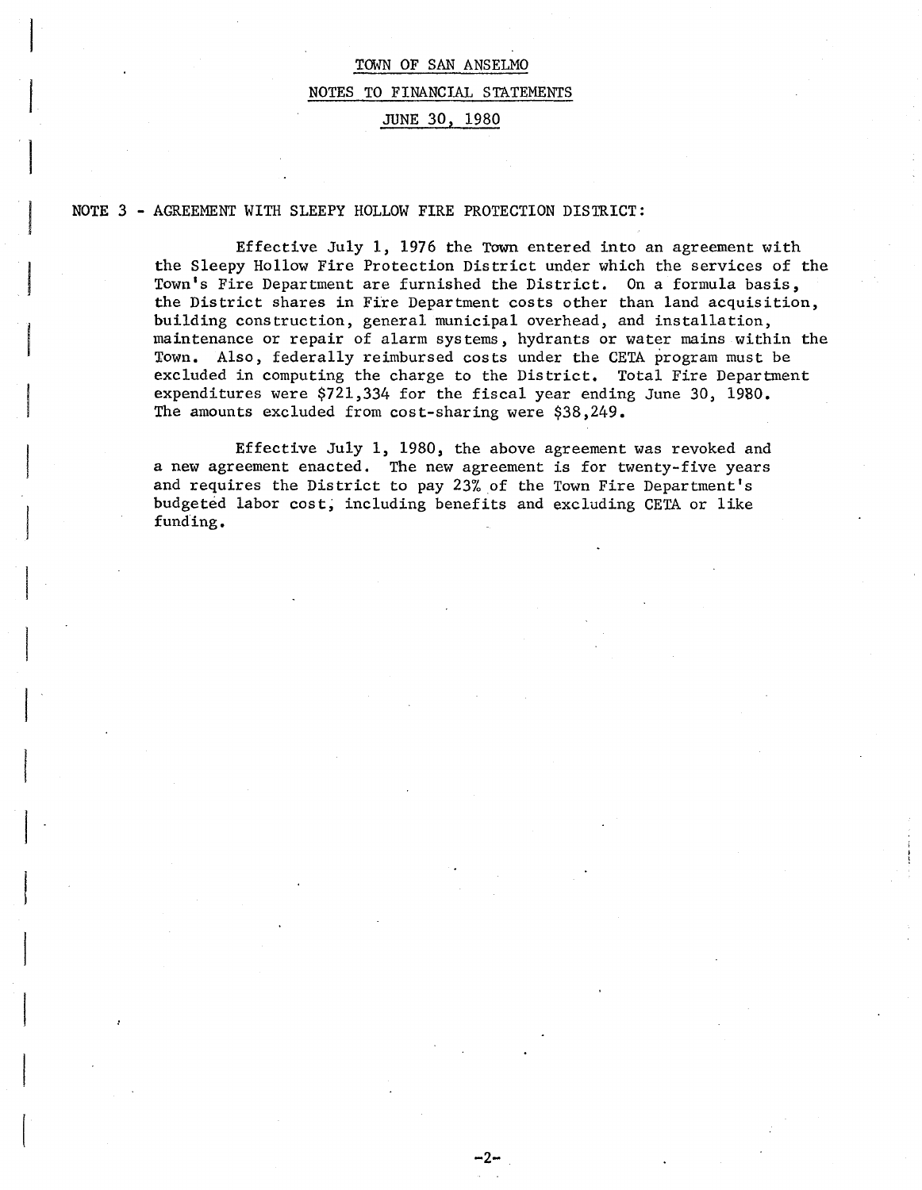# TOWN OF SAN ANSELMO

## NOTES TO FINANCIAL STATEMENTS

## JUNE 30, 1980

NOTE 3 - AGREEMENT WITH SLEEPY HOLLOW FIRE PROTECTION DISTRICT:

Effective July 1, 1976 the Town entered into an agreement with the Sleepy Hollow Fire Protection District under which the services of the Town's Fire Department are furnished the District. On a formula basis, the District shares in Fire Department costs other than land acquisition, building construction, general municipal overhead, and installation, maintenance or repair of alarm systems, hydrants or water mains within the Town. Also, federally reimbursed costs under the CETA program must be excluded in computing the charge to the District. Total Fire Department expenditures were $721,334 for the fiscal year ending June 30, 1980. The amounts excluded from cost-sharing were $38,249.

Effective July 1, 1980, the above agreement was revoked and a new agreement enacted. The new agreement is for twenty-five years and requires the District to pay 23% of the Town Fire Department's budgeted labor cost, including benefits and excluding CETA or like funding.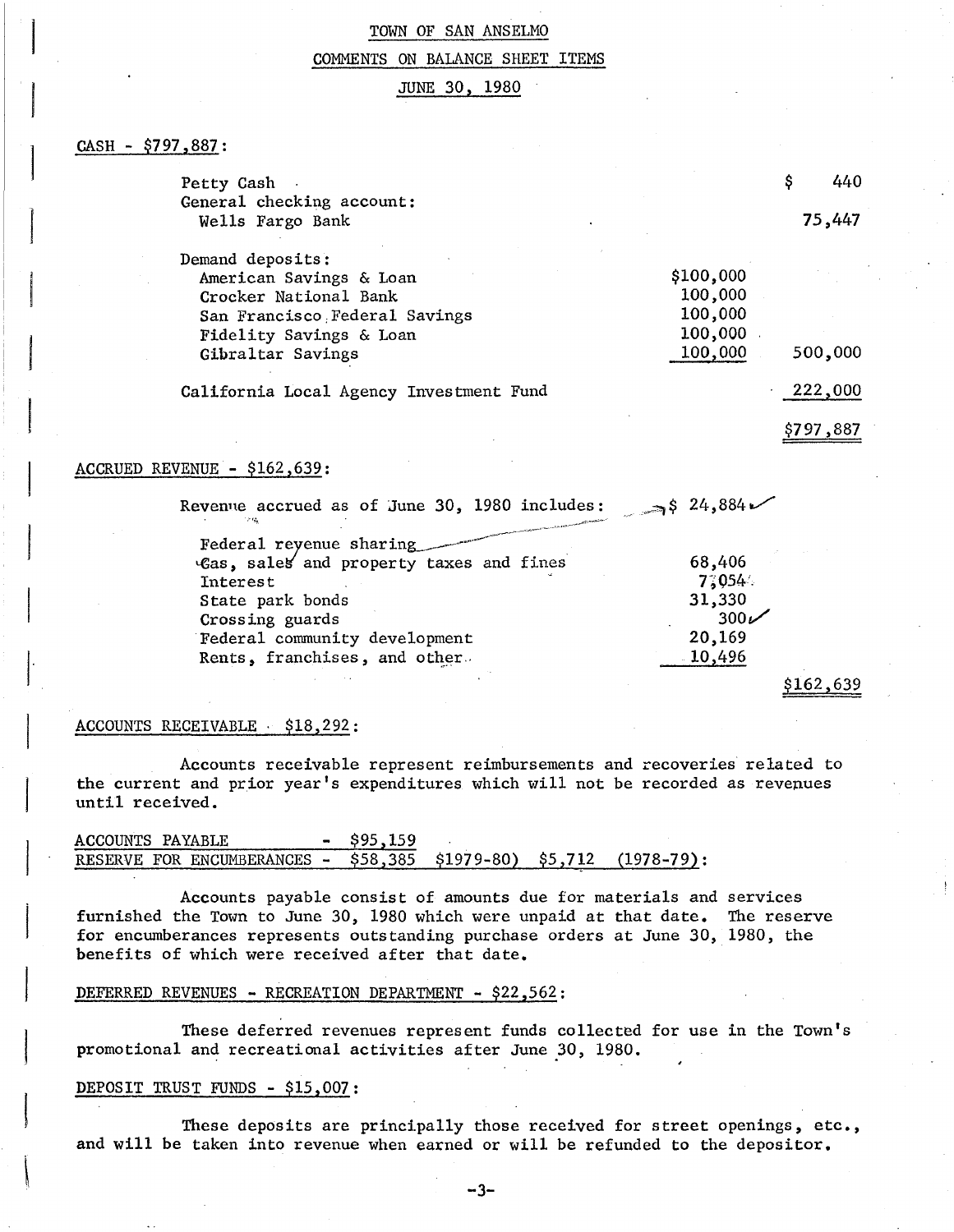# TOWN OF SAN ANSELMO

## COMMENTS ON BALANCE SHEET ITEMS

## JUNE 30, 1980

### CASH - $797,887:

| | | |
|---|---|---|
| Petty Cash | | $ 440 |
| General checking account: | | |
| Wells Fargo Bank | | 75,447 |
| Demand deposits: | | |
| American Savings & Loan | $100,000 | |
| Crocker National Bank | 100,000 | |
| San Francisco Federal Savings | 100,000 | |
| Fidelity Savings & Loan | 100,000 | |
| Gibraltar Savings | 100,000 | 500,000 |
| California Local Agency Investment Fund | | 222,000 |
| | | $797,887 |

### ACCRUED REVENUE - $162,639:

| | | |
|---|---|---|
| Revenue accrued as of June 30, 1980 includes: | | |
| Federal revenue sharing | $ 24,884 | |
| Gas, sales and property taxes and fines | 68,406 | |
| Interest | 7,054 | |
| State park bonds | 31,330 | |
| Crossing guards | 300 | |
| Federal community development | 20,169 | |
| Rents, franchises, and other | 10,496 | |
| | | $162,639 |

### ACCOUNTS RECEIVABLE - $18,292:

Accounts receivable represent reimbursements and recoveries related to the current and prior year's expenditures which will not be recorded as revenues until received.

### ACCOUNTS PAYABLE - $95,159
### RESERVE FOR ENCUMBERANCES - $58,385 $1979-80) $5,712 (1978-79):

Accounts payable consist of amounts due for materials and services furnished the Town to June 30, 1980 which were unpaid at that date. The reserve for encumberances represents outstanding purchase orders at June 30, 1980, the benefits of which were received after that date.

### DEFERRED REVENUES - RECREATION DEPARTMENT - $22,562:

These deferred revenues represent funds collected for use in the Town's promotional and recreational activities after June 30, 1980.

### DEPOSIT TRUST FUNDS - $15,007:

These deposits are principally those received for street openings, etc., and will be taken into revenue when earned or will be refunded to the depositor.